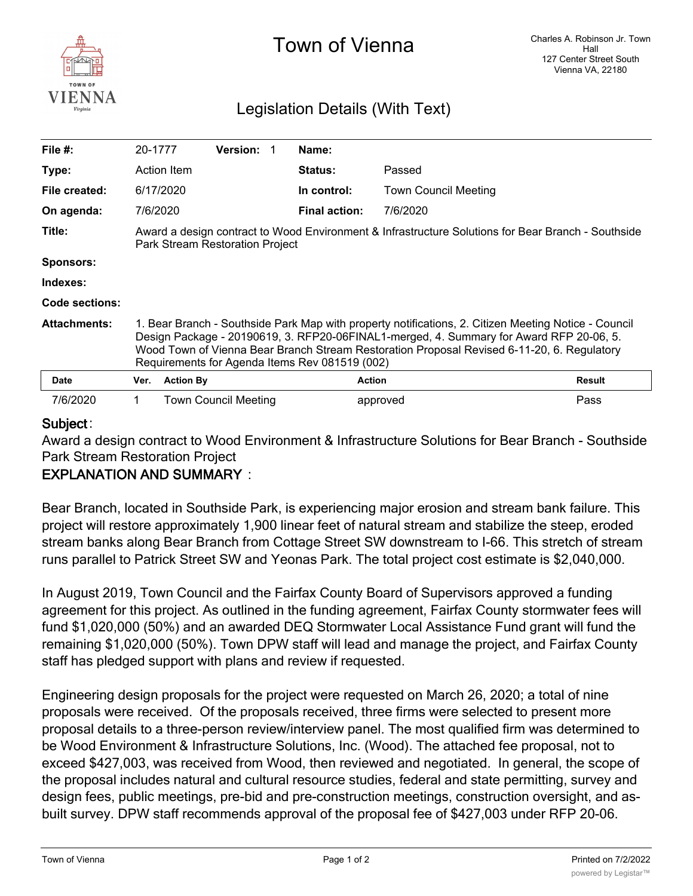# Town of Vienna

Charles A. Robinson Jr. Town Hall
127 Center Street South
Vienna VA, 22180

## Legislation Details (With Text)

| | | | |
|---|---|---|---|
| **File #:** | 20-1777 **Version:** 1 | **Name:** | |
| **Type:** | Action Item | **Status:** | Passed |
| **File created:** | 6/17/2020 | **In control:** | Town Council Meeting |
| **On agenda:** | 7/6/2020 | **Final action:** | 7/6/2020 |

**Title:** Award a design contract to Wood Environment & Infrastructure Solutions for Bear Branch - Southside Park Stream Restoration Project

**Sponsors:**

**Indexes:**

**Code sections:**

**Attachments:** 1. Bear Branch - Southside Park Map with property notifications, 2. Citizen Meeting Notice - Council Design Package - 20190619, 3. RFP20-06FINAL1-merged, 4. Summary for Award RFP 20-06, 5. Wood Town of Vienna Bear Branch Stream Restoration Proposal Revised 6-11-20, 6. Regulatory Requirements for Agenda Items Rev 081519 (002)

| Date | Ver. | Action By | Action | Result |
|---|---|---|---|---|
| 7/6/2020 | 1 | Town Council Meeting | approved | Pass |

**Subject**:

Award a design contract to Wood Environment & Infrastructure Solutions for Bear Branch - Southside Park Stream Restoration Project

**EXPLANATION AND SUMMARY**:

Bear Branch, located in Southside Park, is experiencing major erosion and stream bank failure. This project will restore approximately 1,900 linear feet of natural stream and stabilize the steep, eroded stream banks along Bear Branch from Cottage Street SW downstream to I-66. This stretch of stream runs parallel to Patrick Street SW and Yeonas Park. The total project cost estimate is $2,040,000.

In August 2019, Town Council and the Fairfax County Board of Supervisors approved a funding agreement for this project. As outlined in the funding agreement, Fairfax County stormwater fees will fund $1,020,000 (50%) and an awarded DEQ Stormwater Local Assistance Fund grant will fund the remaining $1,020,000 (50%). Town DPW staff will lead and manage the project, and Fairfax County staff has pledged support with plans and review if requested.

Engineering design proposals for the project were requested on March 26, 2020; a total of nine proposals were received. Of the proposals received, three firms were selected to present more proposal details to a three-person review/interview panel. The most qualified firm was determined to be Wood Environment & Infrastructure Solutions, Inc. (Wood). The attached fee proposal, not to exceed $427,003, was received from Wood, then reviewed and negotiated. In general, the scope of the proposal includes natural and cultural resource studies, federal and state permitting, survey and design fees, public meetings, pre-bid and pre-construction meetings, construction oversight, and as-built survey. DPW staff recommends approval of the proposal fee of $427,003 under RFP 20-06.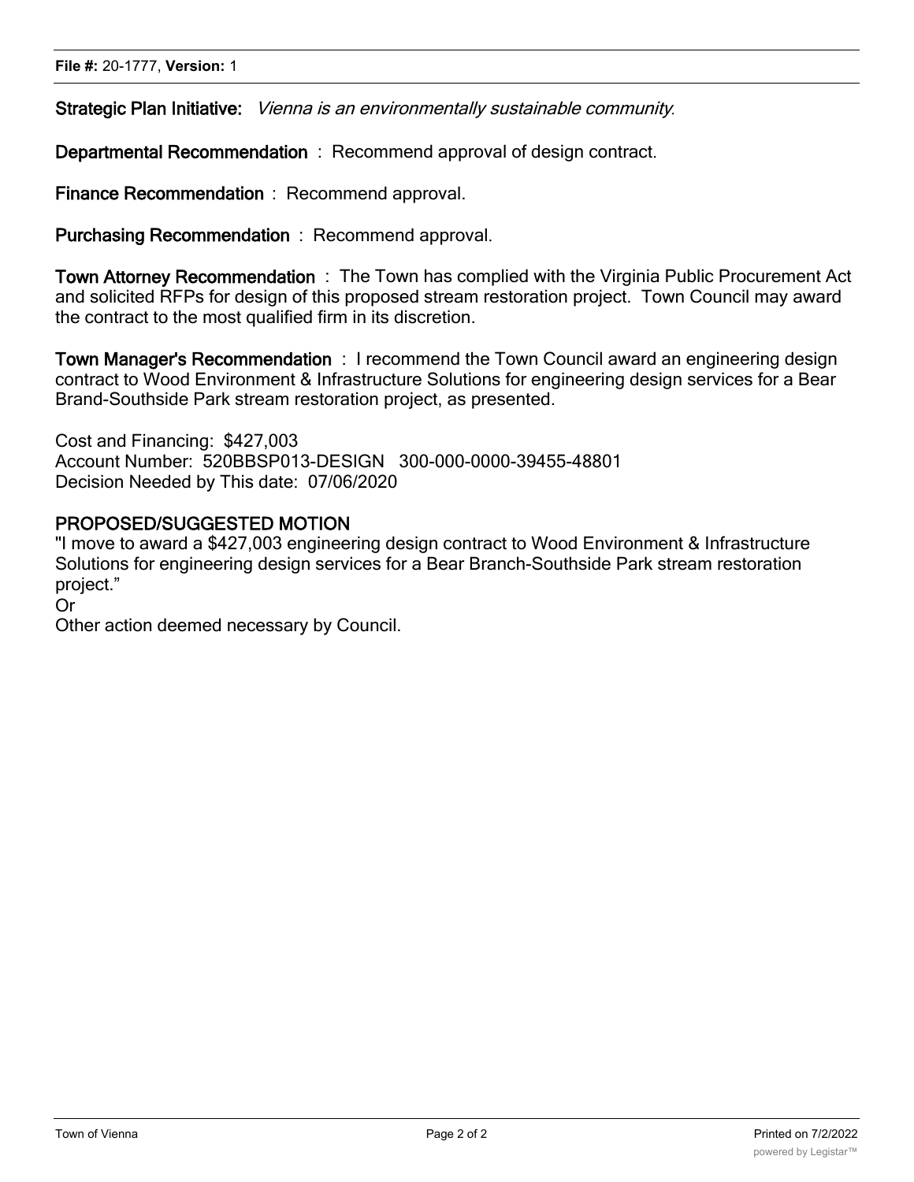**Strategic Plan Initiative:** *Vienna is an environmentally sustainable community*.

**Departmental Recommendation**: Recommend approval of design contract.

**Finance Recommendation**: Recommend approval.

**Purchasing Recommendation**: Recommend approval.

**Town Attorney Recommendation**: The Town has complied with the Virginia Public Procurement Act and solicited RFPs for design of this proposed stream restoration project. Town Council may award the contract to the most qualified firm in its discretion.

**Town Manager's Recommendation**: I recommend the Town Council award an engineering design contract to Wood Environment & Infrastructure Solutions for engineering design services for a Bear Brand-Southside Park stream restoration project, as presented.

Cost and Financing: $427,003
Account Number: 520BBSP013-DESIGN 300-000-0000-39455-48801
Decision Needed by This date: 07/06/2020

## PROPOSED/SUGGESTED MOTION

"I move to award a $427,003 engineering design contract to Wood Environment & Infrastructure Solutions for engineering design services for a Bear Branch-Southside Park stream restoration project."

Or

Other action deemed necessary by Council.